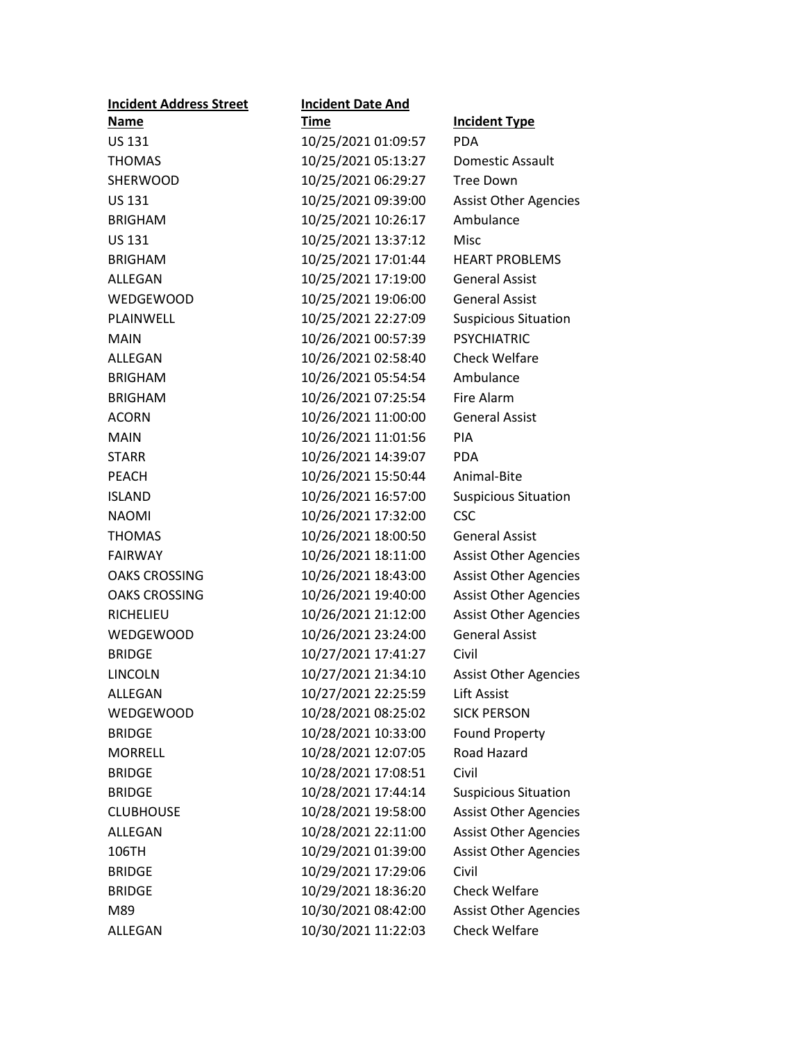| Incident Address Street Name | Incident Date And Time | Incident Type |
| --- | --- | --- |
| US 131 | 10/25/2021 01:09:57 | PDA |
| THOMAS | 10/25/2021 05:13:27 | Domestic Assault |
| SHERWOOD | 10/25/2021 06:29:27 | Tree Down |
| US 131 | 10/25/2021 09:39:00 | Assist Other Agencies |
| BRIGHAM | 10/25/2021 10:26:17 | Ambulance |
| US 131 | 10/25/2021 13:37:12 | Misc |
| BRIGHAM | 10/25/2021 17:01:44 | HEART PROBLEMS |
| ALLEGAN | 10/25/2021 17:19:00 | General Assist |
| WEDGEWOOD | 10/25/2021 19:06:00 | General Assist |
| PLAINWELL | 10/25/2021 22:27:09 | Suspicious Situation |
| MAIN | 10/26/2021 00:57:39 | PSYCHIATRIC |
| ALLEGAN | 10/26/2021 02:58:40 | Check Welfare |
| BRIGHAM | 10/26/2021 05:54:54 | Ambulance |
| BRIGHAM | 10/26/2021 07:25:54 | Fire Alarm |
| ACORN | 10/26/2021 11:00:00 | General Assist |
| MAIN | 10/26/2021 11:01:56 | PIA |
| STARR | 10/26/2021 14:39:07 | PDA |
| PEACH | 10/26/2021 15:50:44 | Animal-Bite |
| ISLAND | 10/26/2021 16:57:00 | Suspicious Situation |
| NAOMI | 10/26/2021 17:32:00 | CSC |
| THOMAS | 10/26/2021 18:00:50 | General Assist |
| FAIRWAY | 10/26/2021 18:11:00 | Assist Other Agencies |
| OAKS CROSSING | 10/26/2021 18:43:00 | Assist Other Agencies |
| OAKS CROSSING | 10/26/2021 19:40:00 | Assist Other Agencies |
| RICHELIEU | 10/26/2021 21:12:00 | Assist Other Agencies |
| WEDGEWOOD | 10/26/2021 23:24:00 | General Assist |
| BRIDGE | 10/27/2021 17:41:27 | Civil |
| LINCOLN | 10/27/2021 21:34:10 | Assist Other Agencies |
| ALLEGAN | 10/27/2021 22:25:59 | Lift Assist |
| WEDGEWOOD | 10/28/2021 08:25:02 | SICK PERSON |
| BRIDGE | 10/28/2021 10:33:00 | Found Property |
| MORRELL | 10/28/2021 12:07:05 | Road Hazard |
| BRIDGE | 10/28/2021 17:08:51 | Civil |
| BRIDGE | 10/28/2021 17:44:14 | Suspicious Situation |
| CLUBHOUSE | 10/28/2021 19:58:00 | Assist Other Agencies |
| ALLEGAN | 10/28/2021 22:11:00 | Assist Other Agencies |
| 106TH | 10/29/2021 01:39:00 | Assist Other Agencies |
| BRIDGE | 10/29/2021 17:29:06 | Civil |
| BRIDGE | 10/29/2021 18:36:20 | Check Welfare |
| M89 | 10/30/2021 08:42:00 | Assist Other Agencies |
| ALLEGAN | 10/30/2021 11:22:03 | Check Welfare |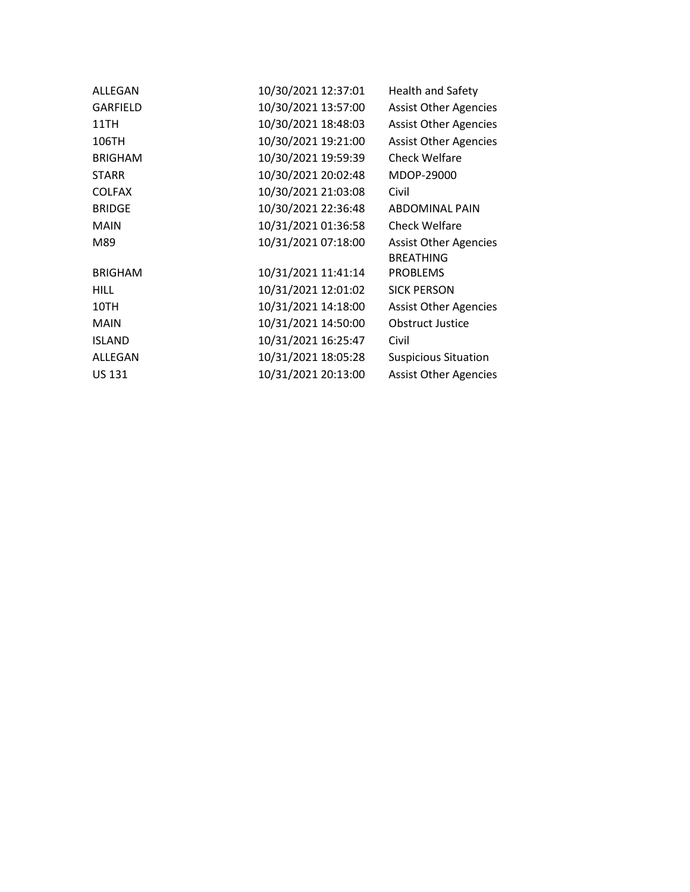| | | |
|---|---|---|
| ALLEGAN | 10/30/2021 12:37:01 | Health and Safety |
| GARFIELD | 10/30/2021 13:57:00 | Assist Other Agencies |
| 11TH | 10/30/2021 18:48:03 | Assist Other Agencies |
| 106TH | 10/30/2021 19:21:00 | Assist Other Agencies |
| BRIGHAM | 10/30/2021 19:59:39 | Check Welfare |
| STARR | 10/30/2021 20:02:48 | MDOP-29000 |
| COLFAX | 10/30/2021 21:03:08 | Civil |
| BRIDGE | 10/30/2021 22:36:48 | ABDOMINAL PAIN |
| MAIN | 10/31/2021 01:36:58 | Check Welfare |
| M89 | 10/31/2021 07:18:00 | Assist Other Agencies |
| BRIGHAM | 10/31/2021 11:41:14 | BREATHING PROBLEMS |
| HILL | 10/31/2021 12:01:02 | SICK PERSON |
| 10TH | 10/31/2021 14:18:00 | Assist Other Agencies |
| MAIN | 10/31/2021 14:50:00 | Obstruct Justice |
| ISLAND | 10/31/2021 16:25:47 | Civil |
| ALLEGAN | 10/31/2021 18:05:28 | Suspicious Situation |
| US 131 | 10/31/2021 20:13:00 | Assist Other Agencies |